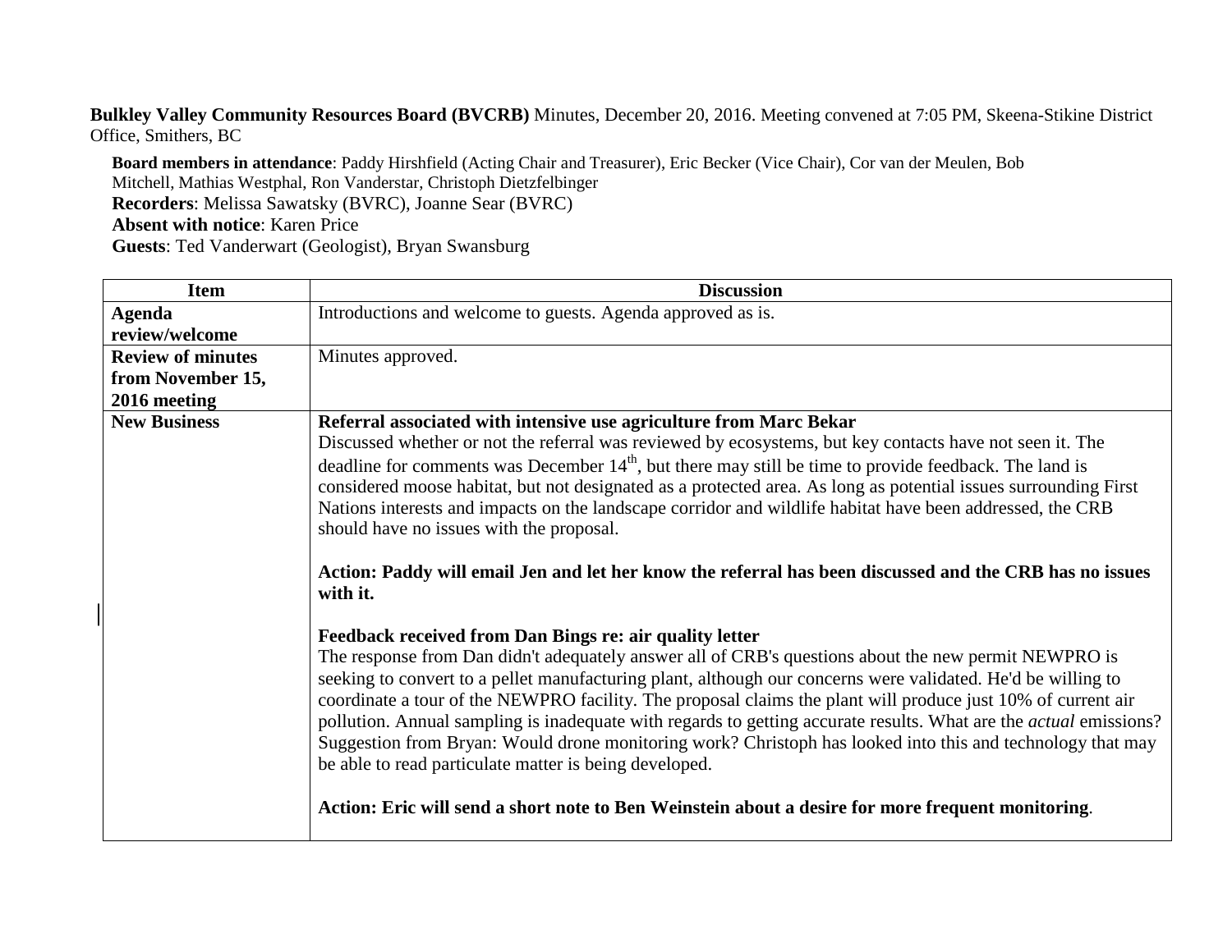**Bulkley Valley Community Resources Board (BVCRB)** Minutes, December 20, 2016. Meeting convened at 7:05 PM, Skeena-Stikine District Office, Smithers, BC

**Board members in attendance**: Paddy Hirshfield (Acting Chair and Treasurer), Eric Becker (Vice Chair), Cor van der Meulen, Bob Mitchell, Mathias Westphal, Ron Vanderstar, Christoph Dietzfelbinger
**Recorders**: Melissa Sawatsky (BVRC), Joanne Sear (BVRC)
**Absent with notice**: Karen Price
**Guests**: Ted Vanderwart (Geologist), Bryan Swansburg

| Item | Discussion |
|---|---|
| **Agenda review/welcome** | Introductions and welcome to guests. Agenda approved as is. |
| **Review of minutes from November 15, 2016 meeting** | Minutes approved. |
| **New Business** | **Referral associated with intensive use agriculture from Marc Bekar**<br>Discussed whether or not the referral was reviewed by ecosystems, but key contacts have not seen it. The deadline for comments was December 14th, but there may still be time to provide feedback. The land is considered moose habitat, but not designated as a protected area. As long as potential issues surrounding First Nations interests and impacts on the landscape corridor and wildlife habitat have been addressed, the CRB should have no issues with the proposal.<br><br>**Action: Paddy will email Jen and let her know the referral has been discussed and the CRB has no issues with it.**<br><br>**Feedback received from Dan Bings re: air quality letter**<br>The response from Dan didn't adequately answer all of CRB's questions about the new permit NEWPRO is seeking to convert to a pellet manufacturing plant, although our concerns were validated. He'd be willing to coordinate a tour of the NEWPRO facility. The proposal claims the plant will produce just 10% of current air pollution. Annual sampling is inadequate with regards to getting accurate results. What are the *actual* emissions? Suggestion from Bryan: Would drone monitoring work? Christoph has looked into this and technology that may be able to read particulate matter is being developed.<br><br>**Action: Eric will send a short note to Ben Weinstein about a desire for more frequent monitoring**. |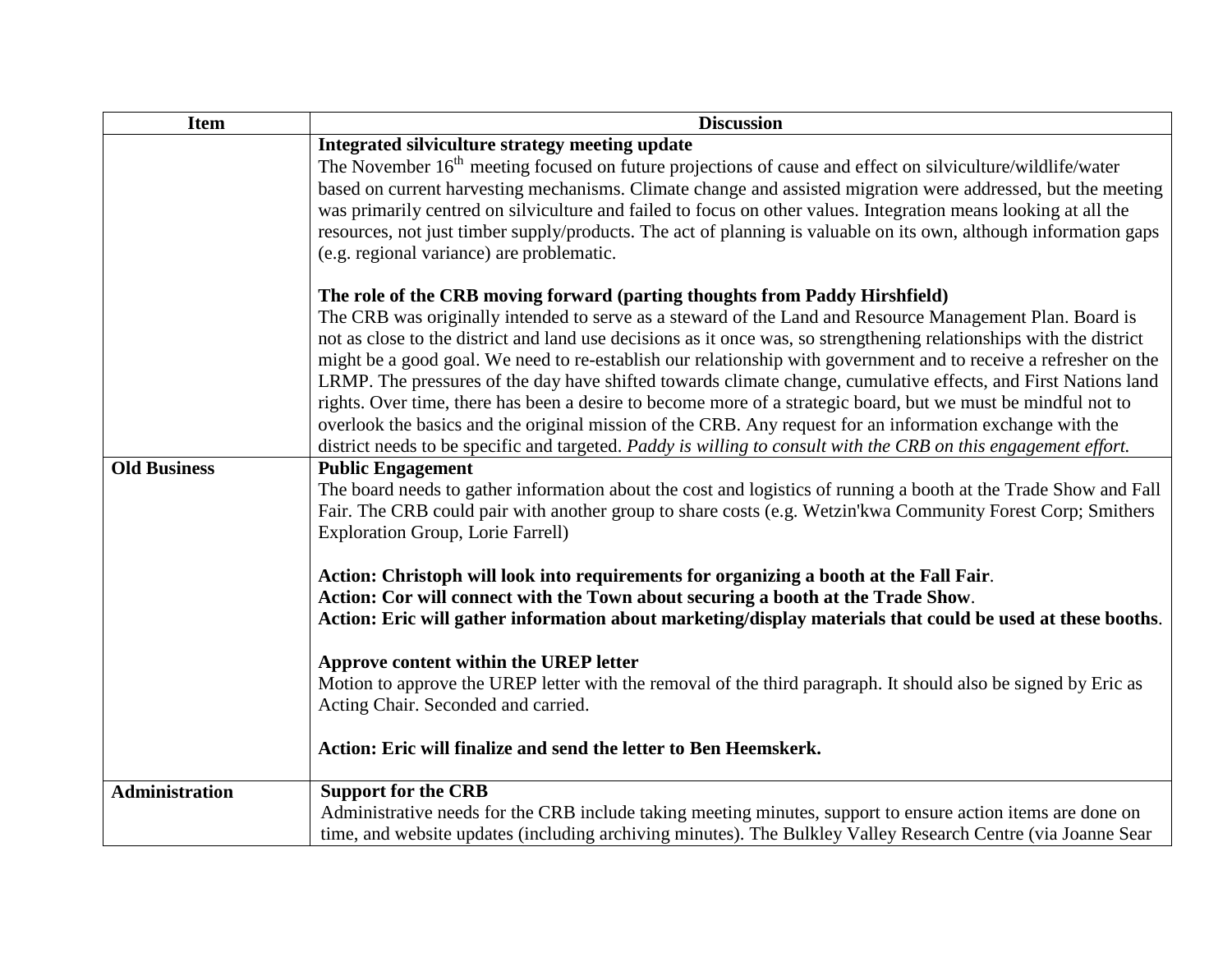| Item | Discussion |
|---|---|
| | **Integrated silviculture strategy meeting update**<br>The November 16th meeting focused on future projections of cause and effect on silviculture/wildlife/water based on current harvesting mechanisms. Climate change and assisted migration were addressed, but the meeting was primarily centred on silviculture and failed to focus on other values. Integration means looking at all the resources, not just timber supply/products. The act of planning is valuable on its own, although information gaps (e.g. regional variance) are problematic.<br><br>**The role of the CRB moving forward (parting thoughts from Paddy Hirshfield)**<br>The CRB was originally intended to serve as a steward of the Land and Resource Management Plan. Board is not as close to the district and land use decisions as it once was, so strengthening relationships with the district might be a good goal. We need to re-establish our relationship with government and to receive a refresher on the LRMP. The pressures of the day have shifted towards climate change, cumulative effects, and First Nations land rights. Over time, there has been a desire to become more of a strategic board, but we must be mindful not to overlook the basics and the original mission of the CRB. Any request for an information exchange with the district needs to be specific and targeted. *Paddy is willing to consult with the CRB on this engagement effort.* |
| **Old Business** | **Public Engagement**<br>The board needs to gather information about the cost and logistics of running a booth at the Trade Show and Fall Fair. The CRB could pair with another group to share costs (e.g. Wetzin'kwa Community Forest Corp; Smithers Exploration Group, Lorie Farrell)<br><br>**Action: Christoph will look into requirements for organizing a booth at the Fall Fair**.<br>**Action: Cor will connect with the Town about securing a booth at the Trade Show**.<br>**Action: Eric will gather information about marketing/display materials that could be used at these booths**.<br><br>**Approve content within the UREP letter**<br>Motion to approve the UREP letter with the removal of the third paragraph. It should also be signed by Eric as Acting Chair. Seconded and carried.<br><br>**Action: Eric will finalize and send the letter to Ben Heemskerk.** |
| **Administration** | **Support for the CRB**<br>Administrative needs for the CRB include taking meeting minutes, support to ensure action items are done on time, and website updates (including archiving minutes). The Bulkley Valley Research Centre (via Joanne Sear |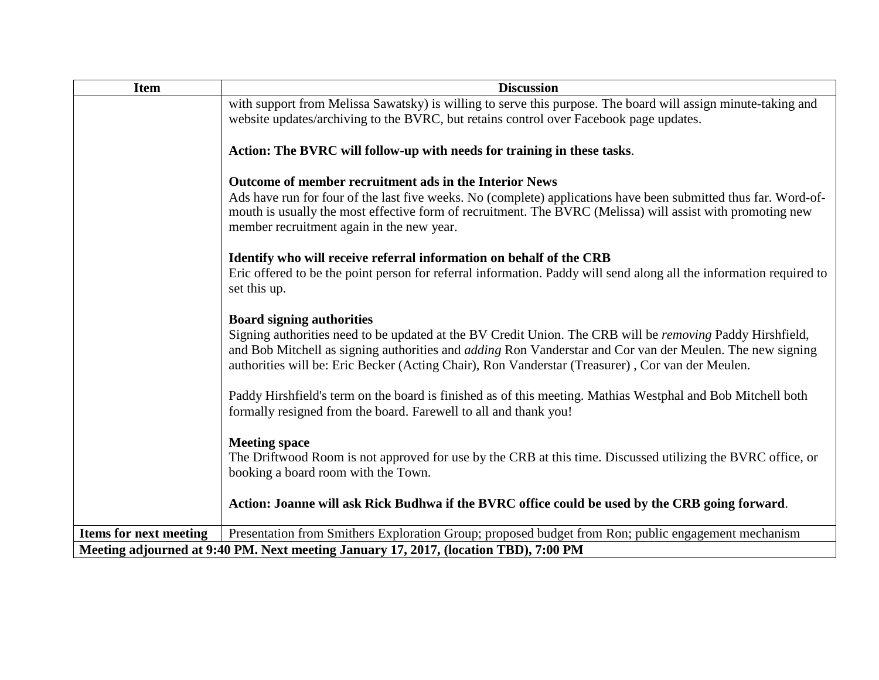| Item | Discussion |
|---|---|
| | with support from Melissa Sawatsky) is willing to serve this purpose. The board will assign minute-taking and website updates/archiving to the BVRC, but retains control over Facebook page updates.<br><br>**Action: The BVRC will follow-up with needs for training in these tasks**.<br><br>**Outcome of member recruitment ads in the Interior News**<br>Ads have run for four of the last five weeks. No (complete) applications have been submitted thus far. Word-of-mouth is usually the most effective form of recruitment. The BVRC (Melissa) will assist with promoting new member recruitment again in the new year.<br><br>**Identify who will receive referral information on behalf of the CRB**<br>Eric offered to be the point person for referral information. Paddy will send along all the information required to set this up.<br><br>**Board signing authorities**<br>Signing authorities need to be updated at the BV Credit Union. The CRB will be *removing* Paddy Hirshfield, and Bob Mitchell as signing authorities and *adding* Ron Vanderstar and Cor van der Meulen. The new signing authorities will be: Eric Becker (Acting Chair), Ron Vanderstar (Treasurer) , Cor van der Meulen.<br><br>Paddy Hirshfield's term on the board is finished as of this meeting. Mathias Westphal and Bob Mitchell both formally resigned from the board. Farewell to all and thank you!<br><br>**Meeting space**<br>The Driftwood Room is not approved for use by the CRB at this time. Discussed utilizing the BVRC office, or booking a board room with the Town.<br><br>**Action: Joanne will ask Rick Budhwa if the BVRC office could be used by the CRB going forward**. |
| **Items for next meeting** | Presentation from Smithers Exploration Group; proposed budget from Ron; public engagement mechanism |
| **Meeting adjourned at 9:40 PM. Next meeting January 17, 2017, (location TBD), 7:00 PM** | |